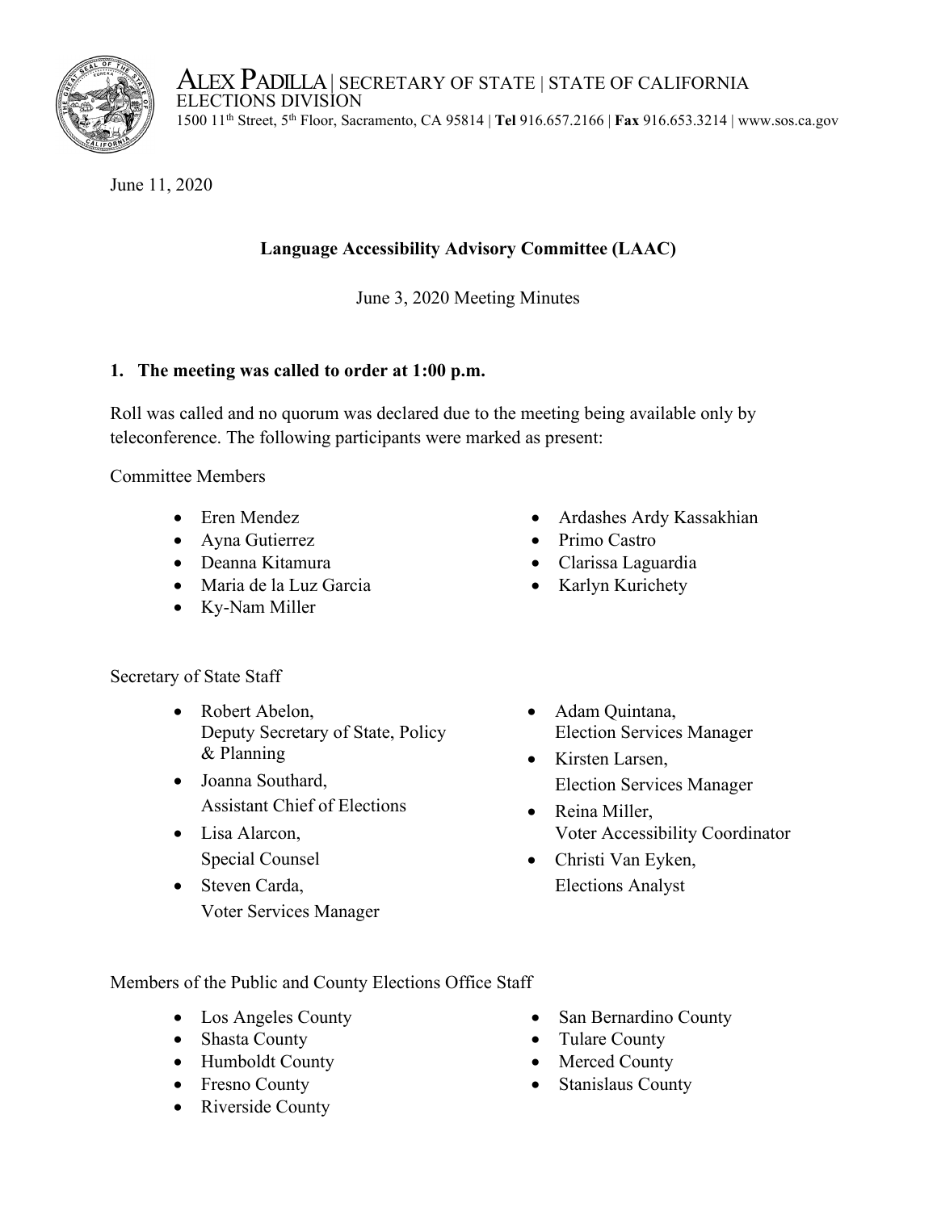ALEX PADILLA | SECRETARY OF STATE | STATE OF CALIFORNIA
ELECTIONS DIVISION
1500 11th Street, 5th Floor, Sacramento, CA 95814 | **Tel** 916.657.2166 | **Fax** 916.653.3214 | www.sos.ca.gov

June 11, 2020

**Language Accessibility Advisory Committee (LAAC)**

June 3, 2020 Meeting Minutes

## 1. The meeting was called to order at 1:00 p.m.

Roll was called and no quorum was declared due to the meeting being available only by teleconference. The following participants were marked as present:

Committee Members

- Eren Mendez
- Ayna Gutierrez
- Deanna Kitamura
- Maria de la Luz Garcia
- Ky-Nam Miller
- Ardashes Ardy Kassakhian
- Primo Castro
- Clarissa Laguardia
- Karlyn Kurichety

Secretary of State Staff

- Robert Abelon, Deputy Secretary of State, Policy & Planning
- Joanna Southard, Assistant Chief of Elections
- Lisa Alarcon, Special Counsel
- Steven Carda, Voter Services Manager
- Adam Quintana, Election Services Manager
- Kirsten Larsen, Election Services Manager
- Reina Miller, Voter Accessibility Coordinator
- Christi Van Eyken, Elections Analyst

Members of the Public and County Elections Office Staff

- Los Angeles County
- Shasta County
- Humboldt County
- Fresno County
- Riverside County
- San Bernardino County
- Tulare County
- Merced County
- Stanislaus County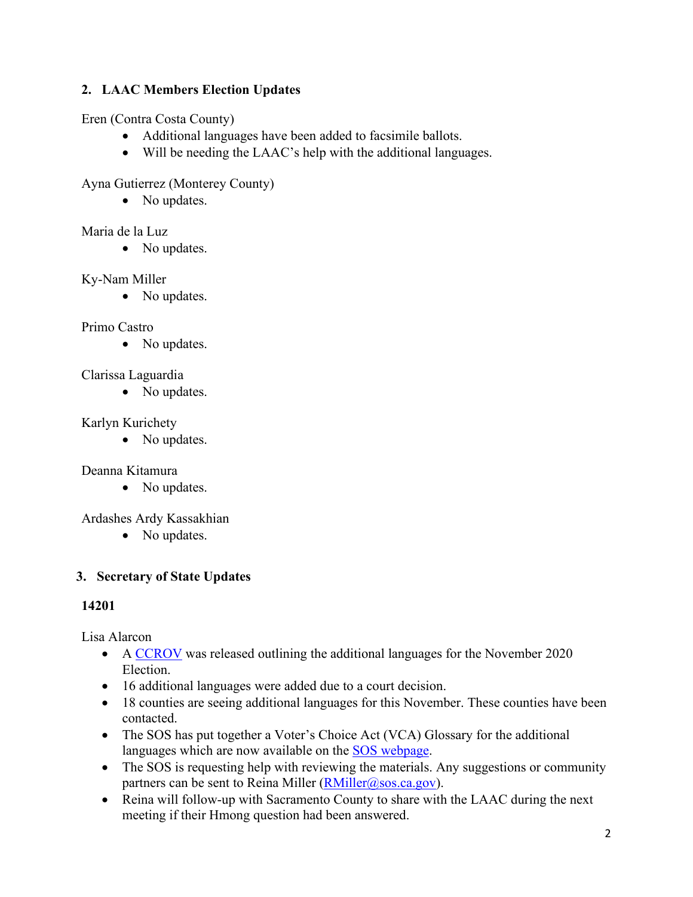## 2. LAAC Members Election Updates

Eren (Contra Costa County)

- Additional languages have been added to facsimile ballots.
- Will be needing the LAAC's help with the additional languages.

Ayna Gutierrez (Monterey County)

- No updates.

Maria de la Luz

- No updates.

Ky-Nam Miller

- No updates.

Primo Castro

- No updates.

Clarissa Laguardia

- No updates.

Karlyn Kurichety

- No updates.

Deanna Kitamura

- No updates.

Ardashes Ardy Kassakhian

- No updates.

## 3. Secretary of State Updates

**14201**

Lisa Alarcon

- A CCROV was released outlining the additional languages for the November 2020 Election.
- 16 additional languages were added due to a court decision.
- 18 counties are seeing additional languages for this November. These counties have been contacted.
- The SOS has put together a Voter's Choice Act (VCA) Glossary for the additional languages which are now available on the SOS webpage.
- The SOS is requesting help with reviewing the materials. Any suggestions or community partners can be sent to Reina Miller (RMiller@sos.ca.gov).
- Reina will follow-up with Sacramento County to share with the LAAC during the next meeting if their Hmong question had been answered.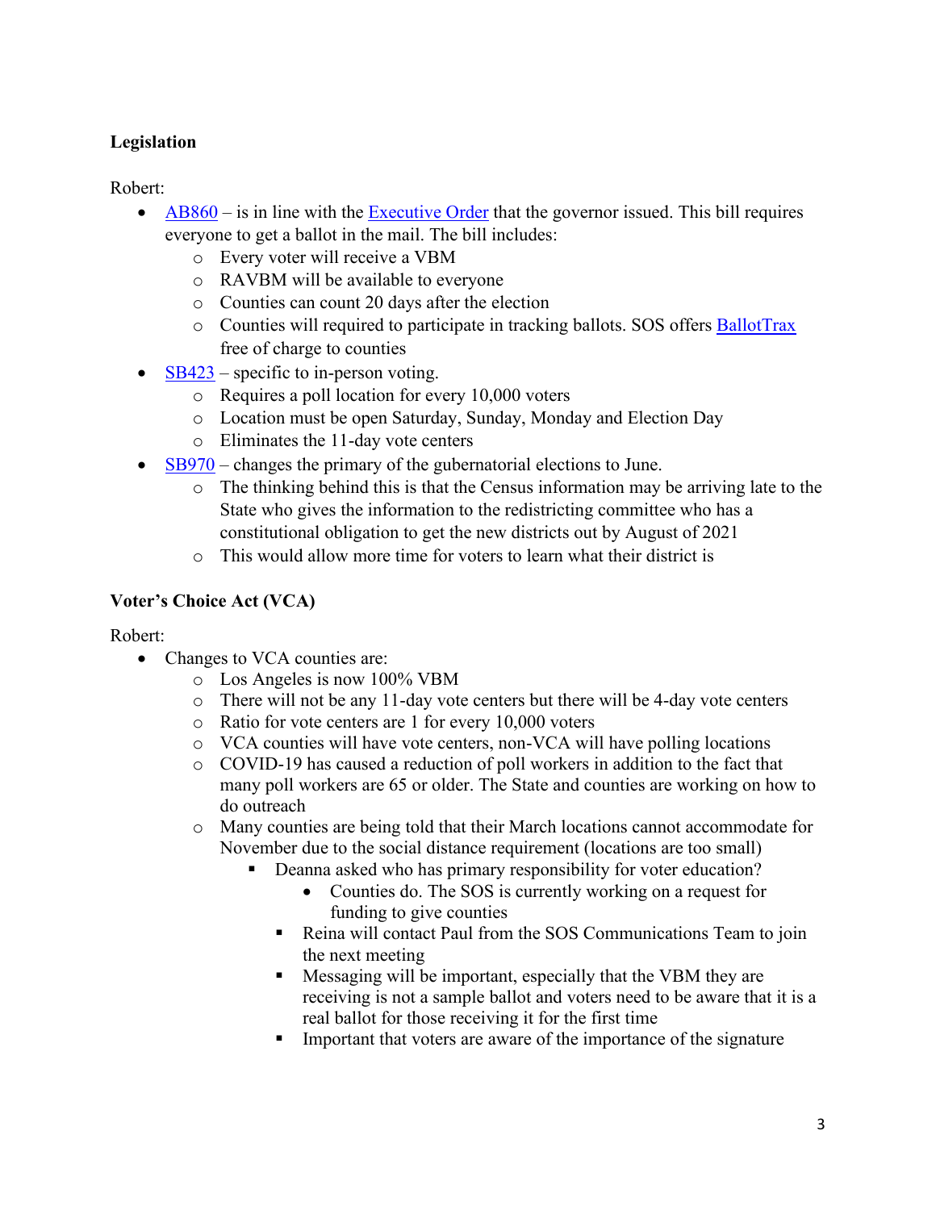**Legislation**

Robert:

- AB860 – is in line with the Executive Order that the governor issued. This bill requires everyone to get a ballot in the mail. The bill includes:
  - Every voter will receive a VBM
  - RAVBM will be available to everyone
  - Counties can count 20 days after the election
  - Counties will required to participate in tracking ballots. SOS offers BallotTrax free of charge to counties
- SB423 – specific to in-person voting.
  - Requires a poll location for every 10,000 voters
  - Location must be open Saturday, Sunday, Monday and Election Day
  - Eliminates the 11-day vote centers
- SB970 – changes the primary of the gubernatorial elections to June.
  - The thinking behind this is that the Census information may be arriving late to the State who gives the information to the redistricting committee who has a constitutional obligation to get the new districts out by August of 2021
  - This would allow more time for voters to learn what their district is

**Voter's Choice Act (VCA)**

Robert:

- Changes to VCA counties are:
  - Los Angeles is now 100% VBM
  - There will not be any 11-day vote centers but there will be 4-day vote centers
  - Ratio for vote centers are 1 for every 10,000 voters
  - VCA counties will have vote centers, non-VCA will have polling locations
  - COVID-19 has caused a reduction of poll workers in addition to the fact that many poll workers are 65 or older. The State and counties are working on how to do outreach
  - Many counties are being told that their March locations cannot accommodate for November due to the social distance requirement (locations are too small)
    - Deanna asked who has primary responsibility for voter education?
      - Counties do. The SOS is currently working on a request for funding to give counties
    - Reina will contact Paul from the SOS Communications Team to join the next meeting
    - Messaging will be important, especially that the VBM they are receiving is not a sample ballot and voters need to be aware that it is a real ballot for those receiving it for the first time
    - Important that voters are aware of the importance of the signature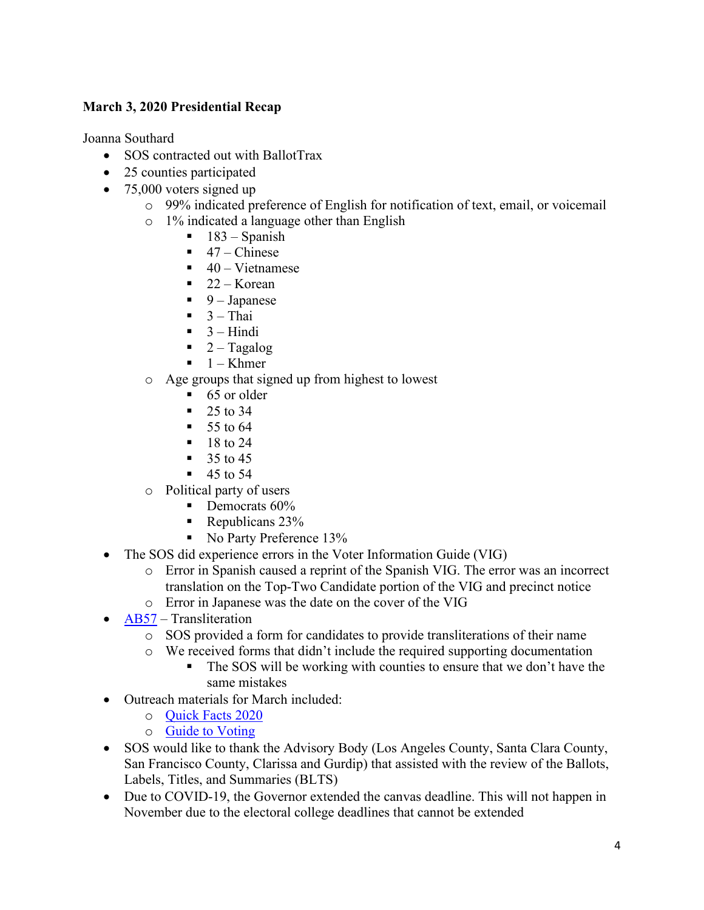**March 3, 2020 Presidential Recap**

Joanna Southard

- SOS contracted out with BallotTrax
- 25 counties participated
- 75,000 voters signed up
    - 99% indicated preference of English for notification of text, email, or voicemail
    - 1% indicated a language other than English
        - 183 – Spanish
        - 47 – Chinese
        - 40 – Vietnamese
        - 22 – Korean
        - 9 – Japanese
        - 3 – Thai
        - 3 – Hindi
        - 2 – Tagalog
        - 1 – Khmer
    - Age groups that signed up from highest to lowest
        - 65 or older
        - 25 to 34
        - 55 to 64
        - 18 to 24
        - 35 to 45
        - 45 to 54
    - Political party of users
        - Democrats 60%
        - Republicans 23%
        - No Party Preference 13%
- The SOS did experience errors in the Voter Information Guide (VIG)
    - Error in Spanish caused a reprint of the Spanish VIG. The error was an incorrect translation on the Top-Two Candidate portion of the VIG and precinct notice
    - Error in Japanese was the date on the cover of the VIG
- AB57 – Transliteration
    - SOS provided a form for candidates to provide transliterations of their name
    - We received forms that didn't include the required supporting documentation
        - The SOS will be working with counties to ensure that we don't have the same mistakes
- Outreach materials for March included:
    - Quick Facts 2020
    - Guide to Voting
- SOS would like to thank the Advisory Body (Los Angeles County, Santa Clara County, San Francisco County, Clarissa and Gurdip) that assisted with the review of the Ballots, Labels, Titles, and Summaries (BLTS)
- Due to COVID-19, the Governor extended the canvas deadline. This will not happen in November due to the electoral college deadlines that cannot be extended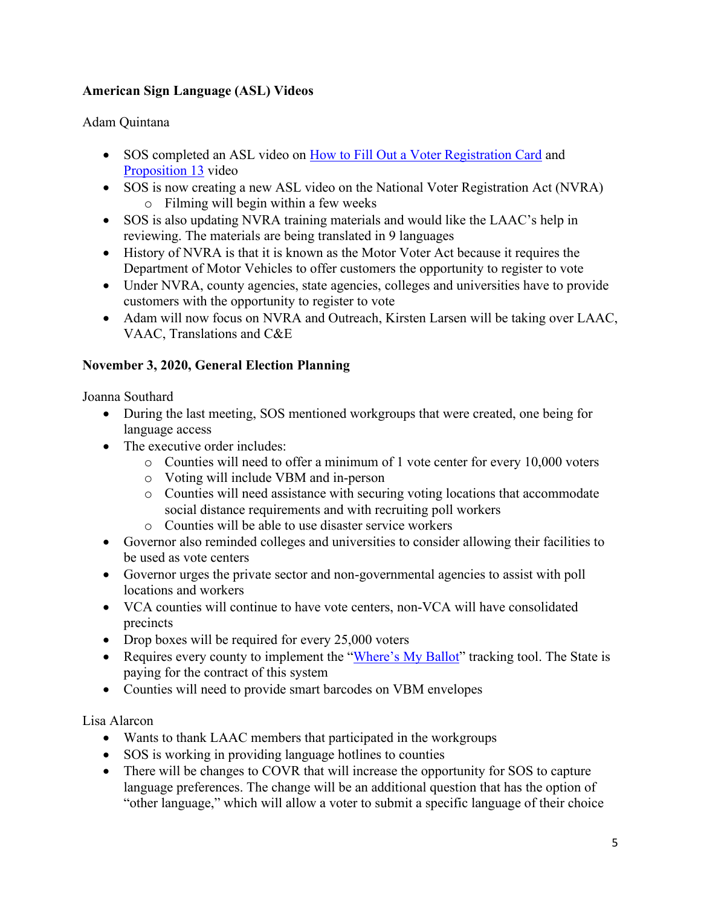**American Sign Language (ASL) Videos**

Adam Quintana

- SOS completed an ASL video on How to Fill Out a Voter Registration Card and Proposition 13 video
- SOS is now creating a new ASL video on the National Voter Registration Act (NVRA)
  - Filming will begin within a few weeks
- SOS is also updating NVRA training materials and would like the LAAC's help in reviewing. The materials are being translated in 9 languages
- History of NVRA is that it is known as the Motor Voter Act because it requires the Department of Motor Vehicles to offer customers the opportunity to register to vote
- Under NVRA, county agencies, state agencies, colleges and universities have to provide customers with the opportunity to register to vote
- Adam will now focus on NVRA and Outreach, Kirsten Larsen will be taking over LAAC, VAAC, Translations and C&E

**November 3, 2020, General Election Planning**

Joanna Southard

- During the last meeting, SOS mentioned workgroups that were created, one being for language access
- The executive order includes:
  - Counties will need to offer a minimum of 1 vote center for every 10,000 voters
  - Voting will include VBM and in-person
  - Counties will need assistance with securing voting locations that accommodate social distance requirements and with recruiting poll workers
  - Counties will be able to use disaster service workers
- Governor also reminded colleges and universities to consider allowing their facilities to be used as vote centers
- Governor urges the private sector and non-governmental agencies to assist with poll locations and workers
- VCA counties will continue to have vote centers, non-VCA will have consolidated precincts
- Drop boxes will be required for every 25,000 voters
- Requires every county to implement the "Where's My Ballot" tracking tool. The State is paying for the contract of this system
- Counties will need to provide smart barcodes on VBM envelopes

Lisa Alarcon

- Wants to thank LAAC members that participated in the workgroups
- SOS is working in providing language hotlines to counties
- There will be changes to COVR that will increase the opportunity for SOS to capture language preferences. The change will be an additional question that has the option of "other language," which will allow a voter to submit a specific language of their choice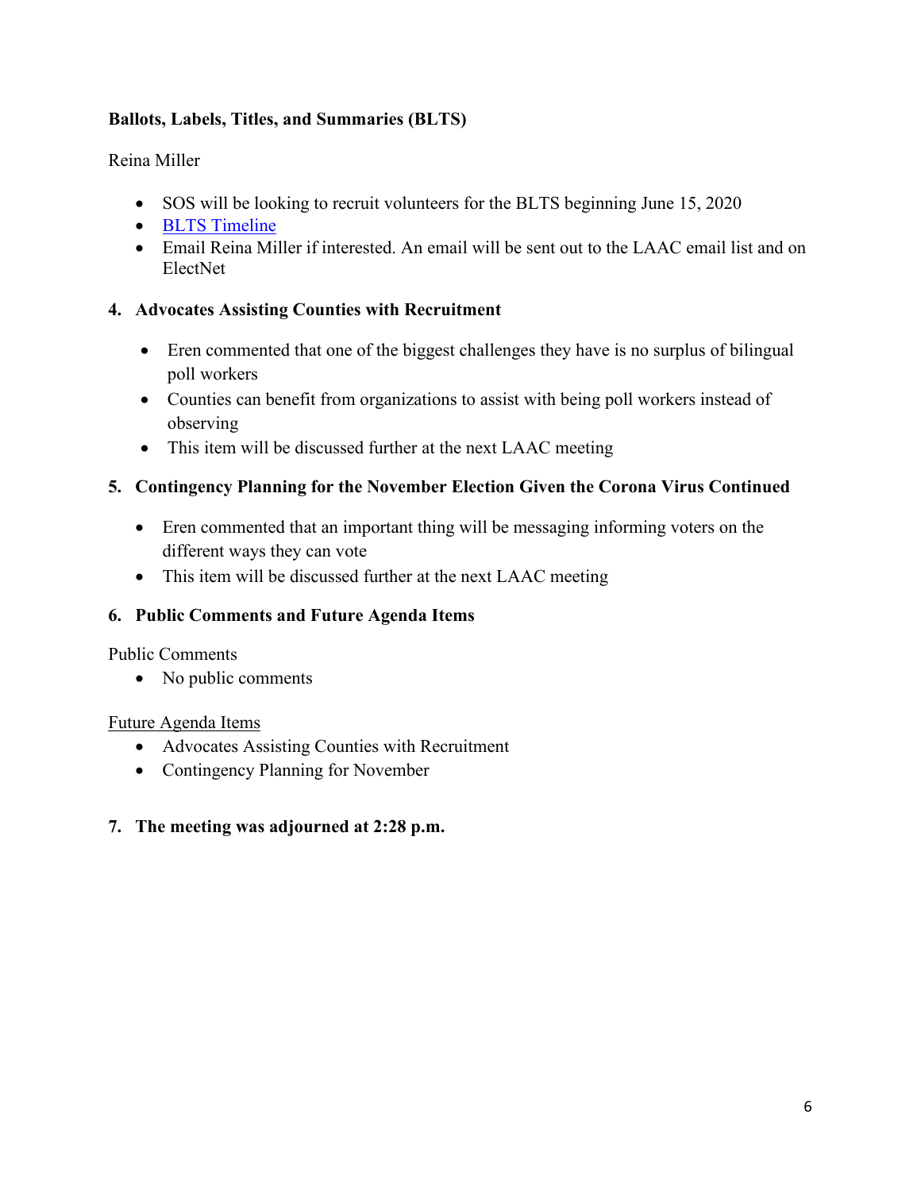**Ballots, Labels, Titles, and Summaries (BLTS)**

Reina Miller

- SOS will be looking to recruit volunteers for the BLTS beginning June 15, 2020
- BLTS Timeline
- Email Reina Miller if interested. An email will be sent out to the LAAC email list and on ElectNet

**4. Advocates Assisting Counties with Recruitment**

- Eren commented that one of the biggest challenges they have is no surplus of bilingual poll workers
- Counties can benefit from organizations to assist with being poll workers instead of observing
- This item will be discussed further at the next LAAC meeting

**5. Contingency Planning for the November Election Given the Corona Virus Continued**

- Eren commented that an important thing will be messaging informing voters on the different ways they can vote
- This item will be discussed further at the next LAAC meeting

**6. Public Comments and Future Agenda Items**

Public Comments

- No public comments

Future Agenda Items

- Advocates Assisting Counties with Recruitment
- Contingency Planning for November

**7. The meeting was adjourned at 2:28 p.m.**